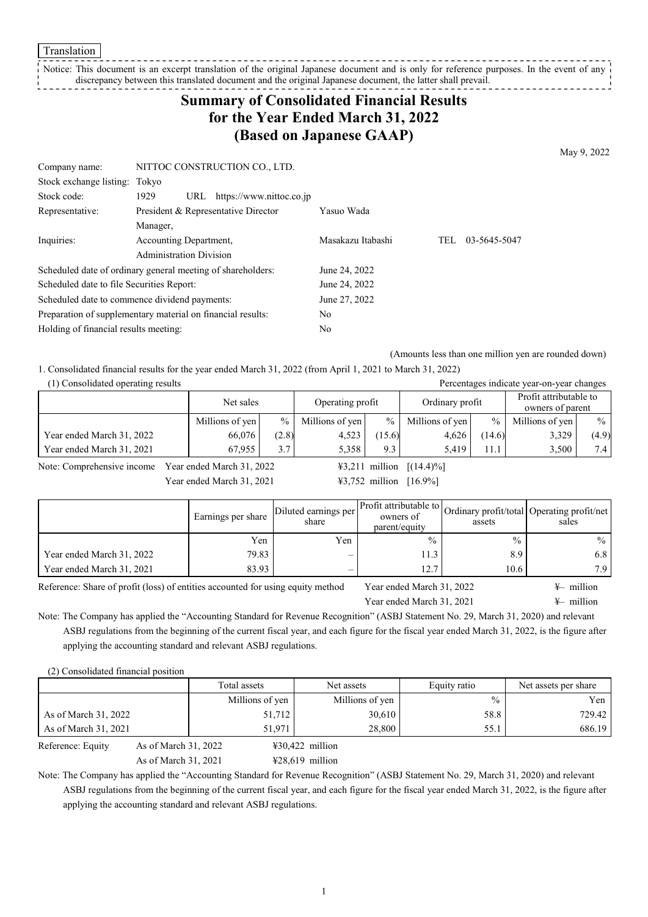Translation

Notice: This document is an excerpt translation of the original Japanese document and is only for reference purposes. In the event of any discrepancy between this translated document and the original Japanese document, the latter shall prevail.

# Summary of Consolidated Financial Results for the Year Ended March 31, 2022 (Based on Japanese GAAP)

May 9, 2022

| | | | |
|---|---|---|---|
| Company name: | NITTOC CONSTRUCTION CO., LTD. | | |
| Stock exchange listing: | Tokyo | | |
| Stock code: | 1929 URL https://www.nittoc.co.jp | | |
| Representative: | President & Representative Director | Yasuo Wada | |
| | Manager, | | |
| Inquiries: | Accounting Department, Administration Division | Masakazu Itabashi | TEL 03-5645-5047 |

| | |
|---|---|
| Scheduled date of ordinary general meeting of shareholders: | June 24, 2022 |
| Scheduled date to file Securities Report: | June 24, 2022 |
| Scheduled date to commence dividend payments: | June 27, 2022 |
| Preparation of supplementary material on financial results: | No |
| Holding of financial results meeting: | No |

(Amounts less than one million yen are rounded down)

1. Consolidated financial results for the year ended March 31, 2022 (from April 1, 2021 to March 31, 2022)

(1) Consolidated operating results

Percentages indicate year-on-year changes

| | Net sales | | Operating profit | | Ordinary profit | | Profit attributable to owners of parent | |
|---|---|---|---|---|---|---|---|---|
| | Millions of yen | % | Millions of yen | % | Millions of yen | % | Millions of yen | % |
| Year ended March 31, 2022 | 66,076 | (2.8) | 4,523 | (15.6) | 4,626 | (14.6) | 3,329 | (4.9) |
| Year ended March 31, 2021 | 67,955 | 3.7 | 5,358 | 9.3 | 5,419 | 11.1 | 3,500 | 7.4 |

Note: Comprehensive income Year ended March 31, 2022 ¥3,211 million [(14.4)%]
Year ended March 31, 2021 ¥3,752 million [16.9%]

| | Earnings per share | Diluted earnings per share | Profit attributable to owners of parent/equity | Ordinary profit/total assets | Operating profit/net sales |
|---|---|---|---|---|---|
| | Yen | Yen | % | % | % |
| Year ended March 31, 2022 | 79.83 | – | 11.3 | 8.9 | 6.8 |
| Year ended March 31, 2021 | 83.93 | – | 12.7 | 10.6 | 7.9 |

Reference: Share of profit (loss) of entities accounted for using equity method Year ended March 31, 2022 ¥– million
Year ended March 31, 2021 ¥– million

Note: The Company has applied the "Accounting Standard for Revenue Recognition" (ASBJ Statement No. 29, March 31, 2020) and relevant ASBJ regulations from the beginning of the current fiscal year, and each figure for the fiscal year ended March 31, 2022, is the figure after applying the accounting standard and relevant ASBJ regulations.

(2) Consolidated financial position

| | Total assets | Net assets | Equity ratio | Net assets per share |
|---|---|---|---|---|
| | Millions of yen | Millions of yen | % | Yen |
| As of March 31, 2022 | 51,712 | 30,610 | 58.8 | 729.42 |
| As of March 31, 2021 | 51,971 | 28,800 | 55.1 | 686.19 |

Reference: Equity As of March 31, 2022 ¥30,422 million
As of March 31, 2021 ¥28,619 million

Note: The Company has applied the "Accounting Standard for Revenue Recognition" (ASBJ Statement No. 29, March 31, 2020) and relevant ASBJ regulations from the beginning of the current fiscal year, and each figure for the fiscal year ended March 31, 2022, is the figure after applying the accounting standard and relevant ASBJ regulations.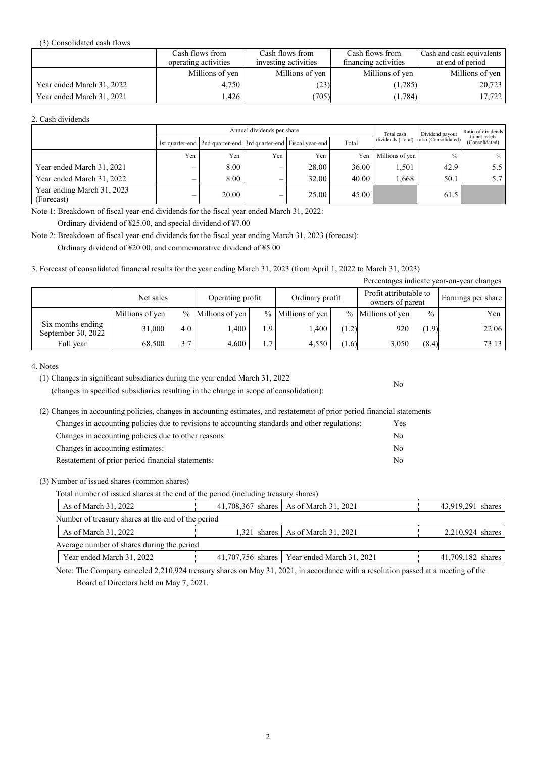(3) Consolidated cash flows

| | Cash flows from operating activities | Cash flows from investing activities | Cash flows from financing activities | Cash and cash equivalents at end of period |
|---|---|---|---|---|
| | Millions of yen | Millions of yen | Millions of yen | Millions of yen |
| Year ended March 31, 2022 | 4,750 | (23) | (1,785) | 20,723 |
| Year ended March 31, 2021 | 1,426 | (705) | (1,784) | 17,722 |

2. Cash dividends

| | Annual dividends per share | | | | | Total cash dividends (Total) | Dividend payout ratio (Consolidated) | Ratio of dividends to net assets (Consolidated) |
|---|---|---|---|---|---|---|---|---|
| | 1st quarter-end | 2nd quarter-end | 3rd quarter-end | Fiscal year-end | Total | | | |
| | Yen | Yen | Yen | Yen | Yen | Millions of yen | % | % |
| Year ended March 31, 2021 | – | 8.00 | – | 28.00 | 36.00 | 1,501 | 42.9 | 5.5 |
| Year ended March 31, 2022 | – | 8.00 | – | 32.00 | 40.00 | 1,668 | 50.1 | 5.7 |
| Year ending March 31, 2023 (Forecast) | – | 20.00 | – | 25.00 | 45.00 | | 61.5 | |

Note 1: Breakdown of fiscal year-end dividends for the fiscal year ended March 31, 2022:
Ordinary dividend of ¥25.00, and special dividend of ¥7.00

Note 2: Breakdown of fiscal year-end dividends for the fiscal year ending March 31, 2023 (forecast):
Ordinary dividend of ¥20.00, and commemorative dividend of ¥5.00

3. Forecast of consolidated financial results for the year ending March 31, 2023 (from April 1, 2022 to March 31, 2023)

Percentages indicate year-on-year changes

| | Net sales | | Operating profit | | Ordinary profit | | Profit attributable to owners of parent | | Earnings per share |
|---|---|---|---|---|---|---|---|---|---|
| | Millions of yen | % | Millions of yen | % | Millions of yen | % | Millions of yen | % | Yen |
| Six months ending September 30, 2022 | 31,000 | 4.0 | 1,400 | 1.9 | 1,400 | (1.2) | 920 | (1.9) | 22.06 |
| Full year | 68,500 | 3.7 | 4,600 | 1.7 | 4,550 | (1.6) | 3,050 | (8.4) | 73.13 |

4. Notes

(1) Changes in significant subsidiaries during the year ended March 31, 2022
(changes in specified subsidiaries resulting in the change in scope of consolidation): No

(2) Changes in accounting policies, changes in accounting estimates, and restatement of prior period financial statements

| | |
|---|---|
| Changes in accounting policies due to revisions to accounting standards and other regulations: | Yes |
| Changes in accounting policies due to other reasons: | No |
| Changes in accounting estimates: | No |
| Restatement of prior period financial statements: | No |

(3) Number of issued shares (common shares)

Total number of issued shares at the end of the period (including treasury shares)

| | | | |
|---|---|---|---|
| As of March 31, 2022 | 41,708,367 shares | As of March 31, 2021 | 43,919,291 shares |

Number of treasury shares at the end of the period

| | | | |
|---|---|---|---|
| As of March 31, 2022 | 1,321 shares | As of March 31, 2021 | 2,210,924 shares |

Average number of shares during the period

| | | | |
|---|---|---|---|
| Year ended March 31, 2022 | 41,707,756 shares | Year ended March 31, 2021 | 41,709,182 shares |

Note: The Company canceled 2,210,924 treasury shares on May 31, 2021, in accordance with a resolution passed at a meeting of the Board of Directors held on May 7, 2021.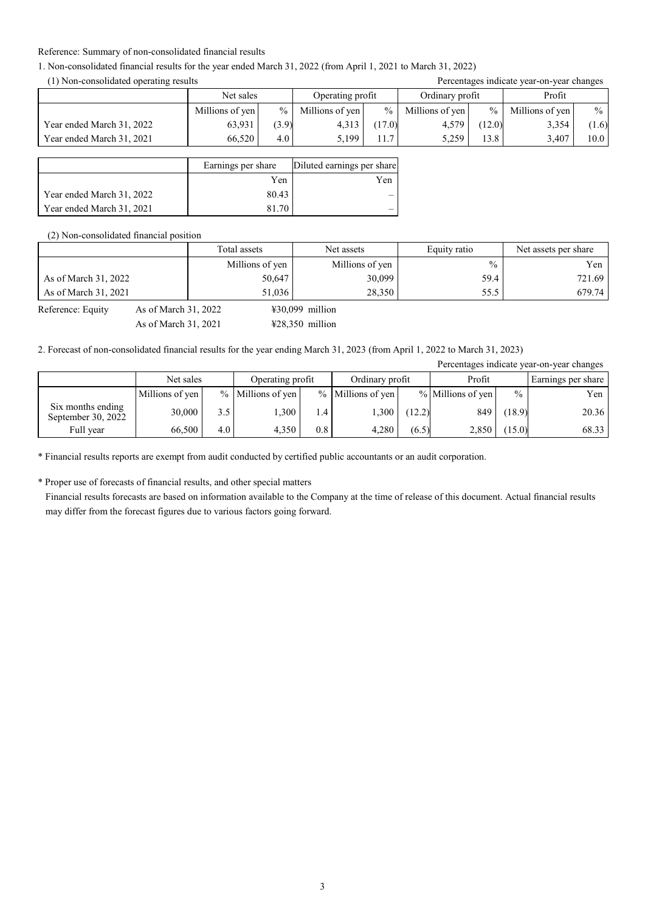Reference: Summary of non-consolidated financial results

1. Non-consolidated financial results for the year ended March 31, 2022 (from April 1, 2021 to March 31, 2022)

(1) Non-consolidated operating results

Percentages indicate year-on-year changes

| | Net sales | | Operating profit | | Ordinary profit | | Profit | |
|---|---|---|---|---|---|---|---|---|
| | Millions of yen | % | Millions of yen | % | Millions of yen | % | Millions of yen | % |
| Year ended March 31, 2022 | 63,931 | (3.9) | 4,313 | (17.0) | 4,579 | (12.0) | 3,354 | (1.6) |
| Year ended March 31, 2021 | 66,520 | 4.0 | 5,199 | 11.7 | 5,259 | 13.8 | 3,407 | 10.0 |

| | Earnings per share | Diluted earnings per share |
|---|---|---|
| | Yen | Yen |
| Year ended March 31, 2022 | 80.43 | – |
| Year ended March 31, 2021 | 81.70 | – |

(2) Non-consolidated financial position

| | Total assets | Net assets | Equity ratio | Net assets per share |
|---|---|---|---|---|
| | Millions of yen | Millions of yen | % | Yen |
| As of March 31, 2022 | 50,647 | 30,099 | 59.4 | 721.69 |
| As of March 31, 2021 | 51,036 | 28,350 | 55.5 | 679.74 |

Reference: Equity As of March 31, 2022 ¥30,099 million
As of March 31, 2021 ¥28,350 million

2. Forecast of non-consolidated financial results for the year ending March 31, 2023 (from April 1, 2022 to March 31, 2023)

Percentages indicate year-on-year changes

| | Net sales | | Operating profit | | Ordinary profit | | Profit | | Earnings per share |
|---|---|---|---|---|---|---|---|---|---|
| | Millions of yen | % | Millions of yen | % | Millions of yen | % | Millions of yen | % | Yen |
| Six months ending September 30, 2022 | 30,000 | 3.5 | 1,300 | 1.4 | 1,300 | (12.2) | 849 | (18.9) | 20.36 |
| Full year | 66,500 | 4.0 | 4,350 | 0.8 | 4,280 | (6.5) | 2,850 | (15.0) | 68.33 |

* Financial results reports are exempt from audit conducted by certified public accountants or an audit corporation.

* Proper use of forecasts of financial results, and other special matters

Financial results forecasts are based on information available to the Company at the time of release of this document. Actual financial results may differ from the forecast figures due to various factors going forward.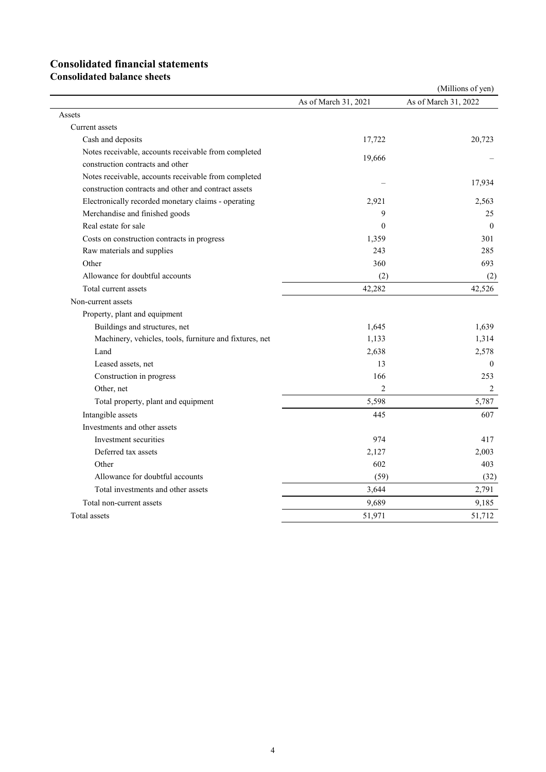# Consolidated financial statements

## Consolidated balance sheets

(Millions of yen)

| | As of March 31, 2021 | As of March 31, 2022 |
|---|---|---|
| Assets | | |
| Current assets | | |
| Cash and deposits | 17,722 | 20,723 |
| Notes receivable, accounts receivable from completed construction contracts and other | 19,666 | – |
| Notes receivable, accounts receivable from completed construction contracts and other and contract assets | – | 17,934 |
| Electronically recorded monetary claims - operating | 2,921 | 2,563 |
| Merchandise and finished goods | 9 | 25 |
| Real estate for sale | 0 | 0 |
| Costs on construction contracts in progress | 1,359 | 301 |
| Raw materials and supplies | 243 | 285 |
| Other | 360 | 693 |
| Allowance for doubtful accounts | (2) | (2) |
| Total current assets | 42,282 | 42,526 |
| Non-current assets | | |
| Property, plant and equipment | | |
| Buildings and structures, net | 1,645 | 1,639 |
| Machinery, vehicles, tools, furniture and fixtures, net | 1,133 | 1,314 |
| Land | 2,638 | 2,578 |
| Leased assets, net | 13 | 0 |
| Construction in progress | 166 | 253 |
| Other, net | 2 | 2 |
| Total property, plant and equipment | 5,598 | 5,787 |
| Intangible assets | 445 | 607 |
| Investments and other assets | | |
| Investment securities | 974 | 417 |
| Deferred tax assets | 2,127 | 2,003 |
| Other | 602 | 403 |
| Allowance for doubtful accounts | (59) | (32) |
| Total investments and other assets | 3,644 | 2,791 |
| Total non-current assets | 9,689 | 9,185 |
| Total assets | 51,971 | 51,712 |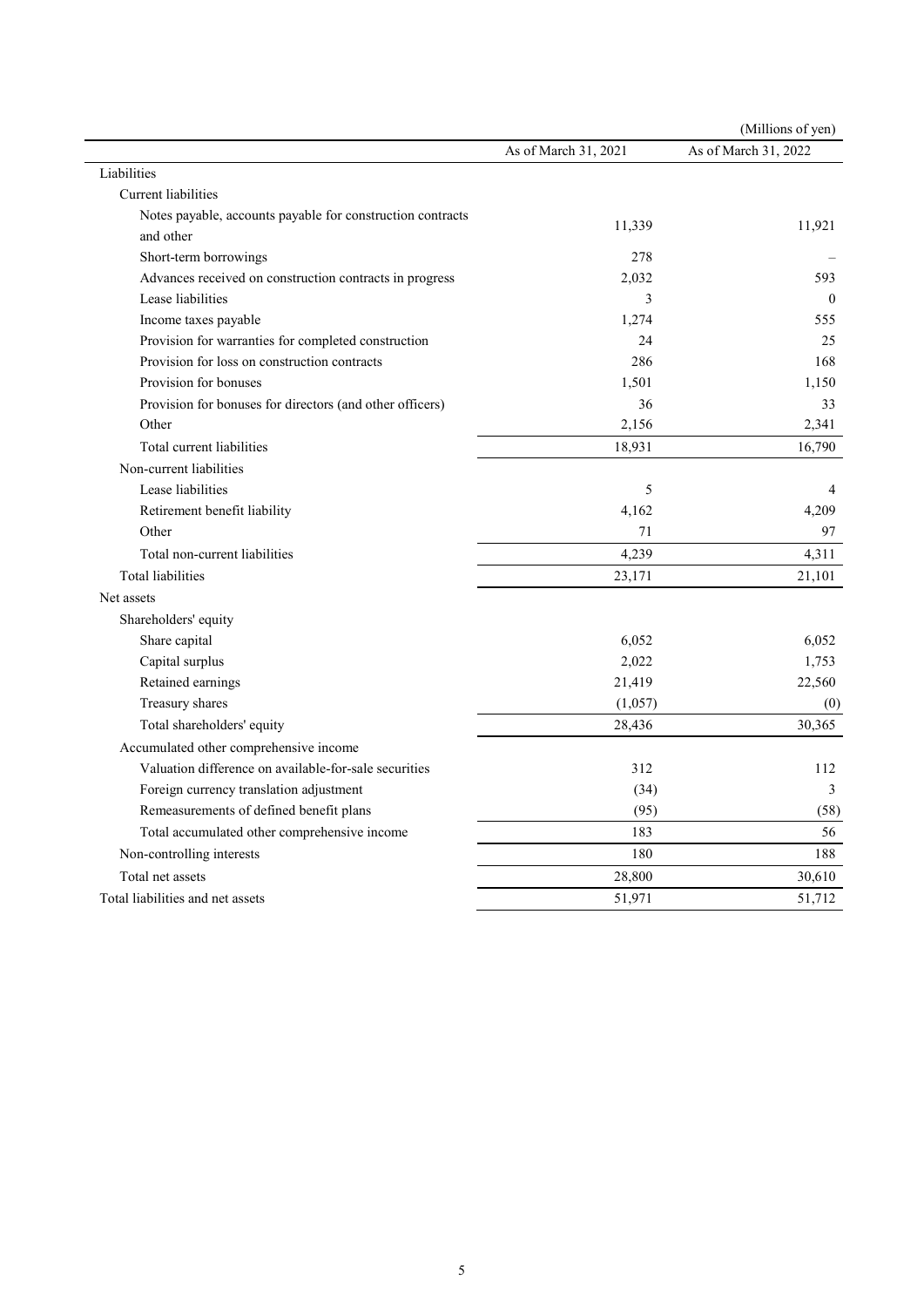(Millions of yen)

| | As of March 31, 2021 | As of March 31, 2022 |
|---|---|---|
| Liabilities | | |
| Current liabilities | | |
| Notes payable, accounts payable for construction contracts and other | 11,339 | 11,921 |
| Short-term borrowings | 278 | – |
| Advances received on construction contracts in progress | 2,032 | 593 |
| Lease liabilities | 3 | 0 |
| Income taxes payable | 1,274 | 555 |
| Provision for warranties for completed construction | 24 | 25 |
| Provision for loss on construction contracts | 286 | 168 |
| Provision for bonuses | 1,501 | 1,150 |
| Provision for bonuses for directors (and other officers) | 36 | 33 |
| Other | 2,156 | 2,341 |
| Total current liabilities | 18,931 | 16,790 |
| Non-current liabilities | | |
| Lease liabilities | 5 | 4 |
| Retirement benefit liability | 4,162 | 4,209 |
| Other | 71 | 97 |
| Total non-current liabilities | 4,239 | 4,311 |
| Total liabilities | 23,171 | 21,101 |
| Net assets | | |
| Shareholders' equity | | |
| Share capital | 6,052 | 6,052 |
| Capital surplus | 2,022 | 1,753 |
| Retained earnings | 21,419 | 22,560 |
| Treasury shares | (1,057) | (0) |
| Total shareholders' equity | 28,436 | 30,365 |
| Accumulated other comprehensive income | | |
| Valuation difference on available-for-sale securities | 312 | 112 |
| Foreign currency translation adjustment | (34) | 3 |
| Remeasurements of defined benefit plans | (95) | (58) |
| Total accumulated other comprehensive income | 183 | 56 |
| Non-controlling interests | 180 | 188 |
| Total net assets | 28,800 | 30,610 |
| Total liabilities and net assets | 51,971 | 51,712 |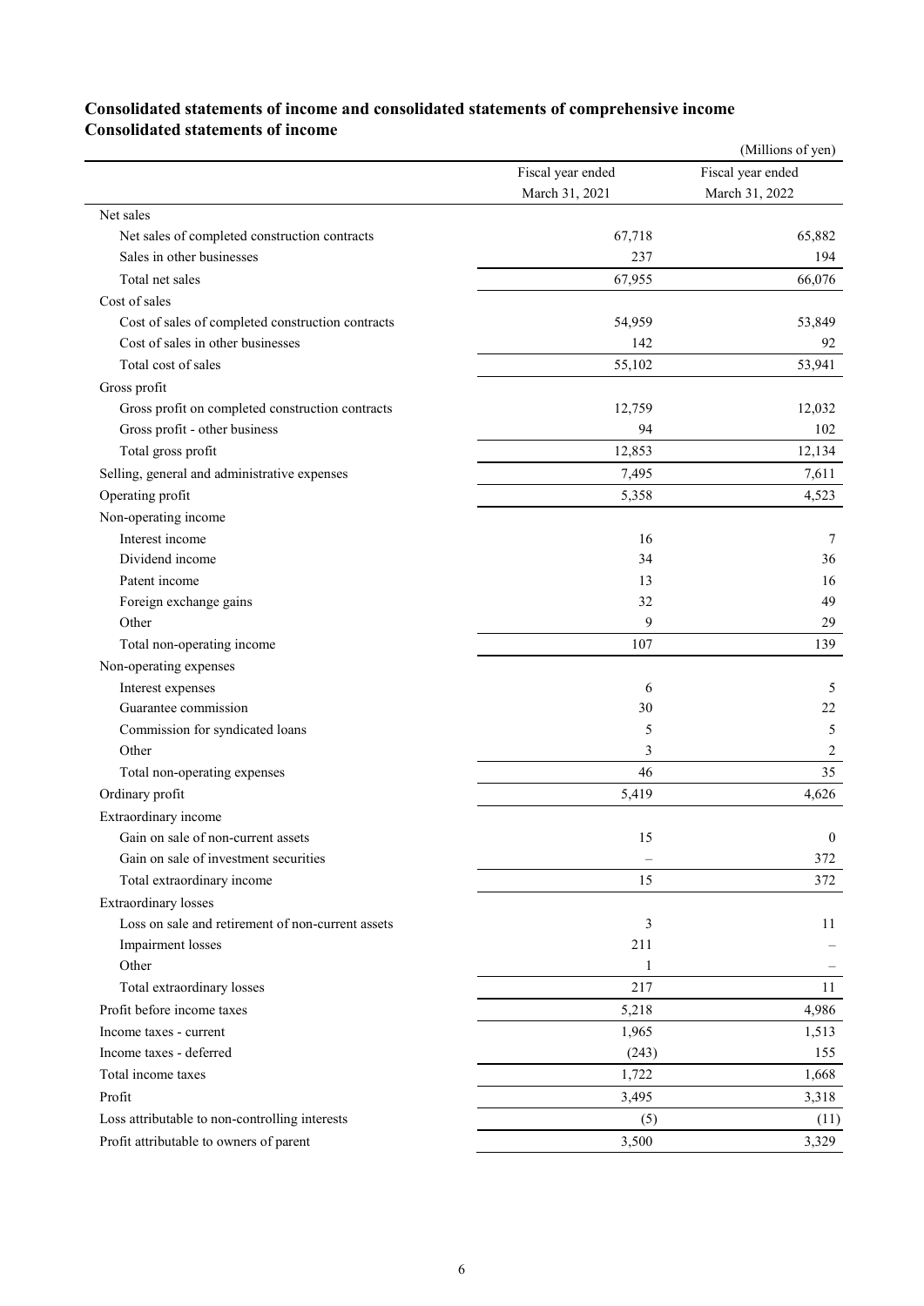## Consolidated statements of income and consolidated statements of comprehensive income

### Consolidated statements of income

(Millions of yen)

| | Fiscal year ended March 31, 2021 | Fiscal year ended March 31, 2022 |
|---|---|---|
| Net sales | | |
| Net sales of completed construction contracts | 67,718 | 65,882 |
| Sales in other businesses | 237 | 194 |
| Total net sales | 67,955 | 66,076 |
| Cost of sales | | |
| Cost of sales of completed construction contracts | 54,959 | 53,849 |
| Cost of sales in other businesses | 142 | 92 |
| Total cost of sales | 55,102 | 53,941 |
| Gross profit | | |
| Gross profit on completed construction contracts | 12,759 | 12,032 |
| Gross profit - other business | 94 | 102 |
| Total gross profit | 12,853 | 12,134 |
| Selling, general and administrative expenses | 7,495 | 7,611 |
| Operating profit | 5,358 | 4,523 |
| Non-operating income | | |
| Interest income | 16 | 7 |
| Dividend income | 34 | 36 |
| Patent income | 13 | 16 |
| Foreign exchange gains | 32 | 49 |
| Other | 9 | 29 |
| Total non-operating income | 107 | 139 |
| Non-operating expenses | | |
| Interest expenses | 6 | 5 |
| Guarantee commission | 30 | 22 |
| Commission for syndicated loans | 5 | 5 |
| Other | 3 | 2 |
| Total non-operating expenses | 46 | 35 |
| Ordinary profit | 5,419 | 4,626 |
| Extraordinary income | | |
| Gain on sale of non-current assets | 15 | 0 |
| Gain on sale of investment securities | – | 372 |
| Total extraordinary income | 15 | 372 |
| Extraordinary losses | | |
| Loss on sale and retirement of non-current assets | 3 | 11 |
| Impairment losses | 211 | – |
| Other | 1 | – |
| Total extraordinary losses | 217 | 11 |
| Profit before income taxes | 5,218 | 4,986 |
| Income taxes - current | 1,965 | 1,513 |
| Income taxes - deferred | (243) | 155 |
| Total income taxes | 1,722 | 1,668 |
| Profit | 3,495 | 3,318 |
| Loss attributable to non-controlling interests | (5) | (11) |
| Profit attributable to owners of parent | 3,500 | 3,329 |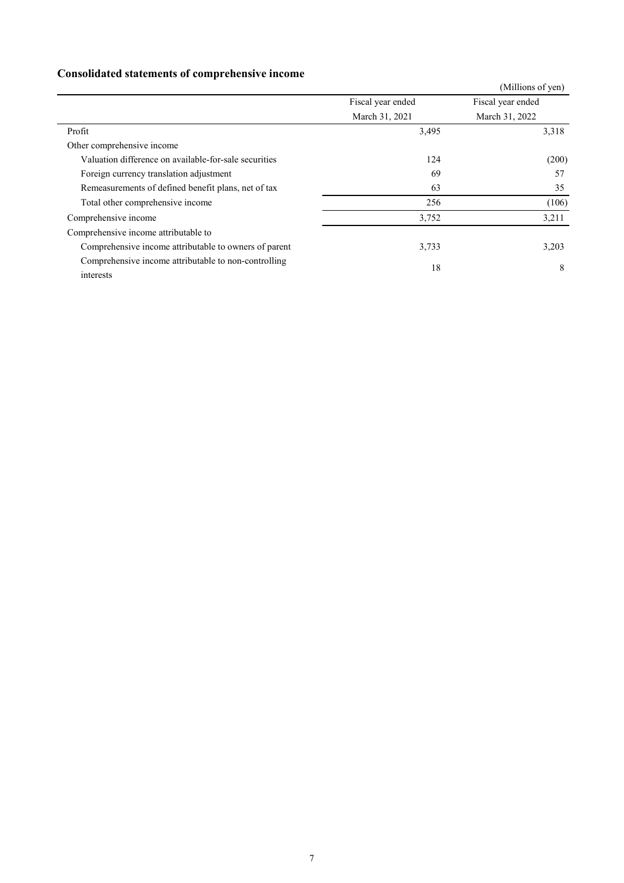## Consolidated statements of comprehensive income

(Millions of yen)

| | Fiscal year ended March 31, 2021 | Fiscal year ended March 31, 2022 |
|---|---|---|
| Profit | 3,495 | 3,318 |
| Other comprehensive income | | |
| Valuation difference on available-for-sale securities | 124 | (200) |
| Foreign currency translation adjustment | 69 | 57 |
| Remeasurements of defined benefit plans, net of tax | 63 | 35 |
| Total other comprehensive income | 256 | (106) |
| Comprehensive income | 3,752 | 3,211 |
| Comprehensive income attributable to | | |
| Comprehensive income attributable to owners of parent | 3,733 | 3,203 |
| Comprehensive income attributable to non-controlling interests | 18 | 8 |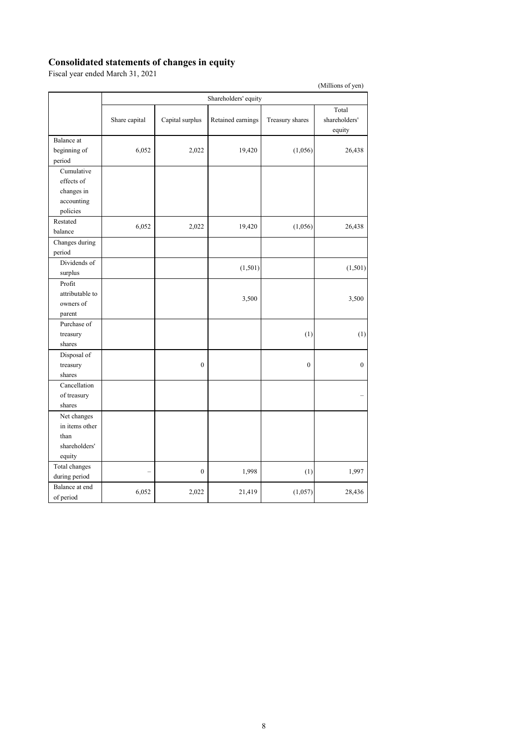# Consolidated statements of changes in equity

Fiscal year ended March 31, 2021

(Millions of yen)

| | Shareholders' equity | | | | |
|---|---|---|---|---|---|
| | Share capital | Capital surplus | Retained earnings | Treasury shares | Total shareholders' equity |
| Balance at beginning of period | 6,052 | 2,022 | 19,420 | (1,056) | 26,438 |
| Cumulative effects of changes in accounting policies | | | | | |
| Restated balance | 6,052 | 2,022 | 19,420 | (1,056) | 26,438 |
| Changes during period | | | | | |
| Dividends of surplus | | | (1,501) | | (1,501) |
| Profit attributable to owners of parent | | | 3,500 | | 3,500 |
| Purchase of treasury shares | | | | (1) | (1) |
| Disposal of treasury shares | | 0 | | 0 | 0 |
| Cancellation of treasury shares | | | | | – |
| Net changes in items other than shareholders' equity | | | | | |
| Total changes during period | – | 0 | 1,998 | (1) | 1,997 |
| Balance at end of period | 6,052 | 2,022 | 21,419 | (1,057) | 28,436 |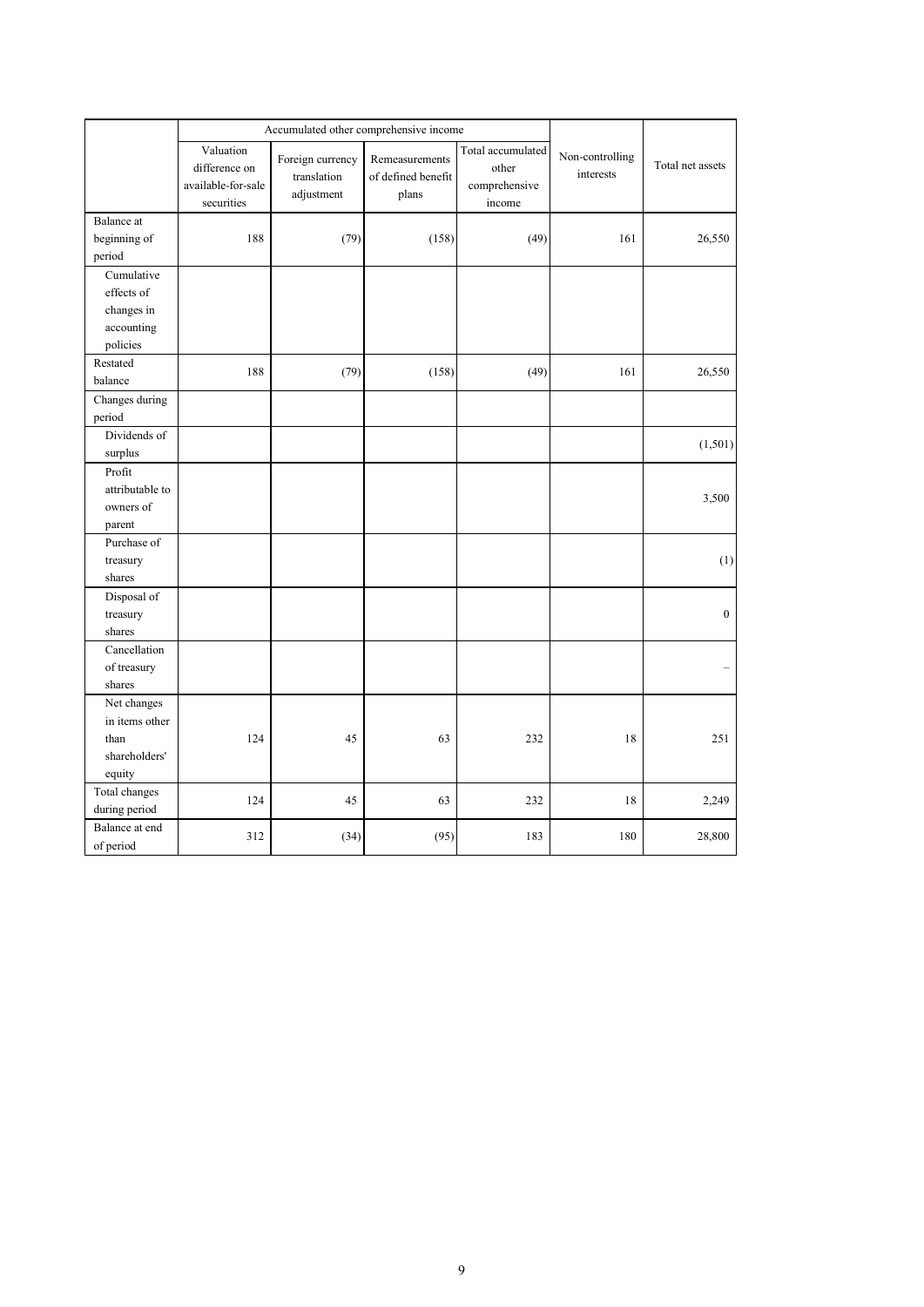| | Accumulated other comprehensive income | | | | Non-controlling interests | Total net assets |
|---|---|---|---|---|---|---|
| | Valuation difference on available-for-sale securities | Foreign currency translation adjustment | Remeasurements of defined benefit plans | Total accumulated other comprehensive income | | |
| Balance at beginning of period | 188 | (79) | (158) | (49) | 161 | 26,550 |
| Cumulative effects of changes in accounting policies | | | | | | |
| Restated balance | 188 | (79) | (158) | (49) | 161 | 26,550 |
| Changes during period | | | | | | |
| Dividends of surplus | | | | | | (1,501) |
| Profit attributable to owners of parent | | | | | | 3,500 |
| Purchase of treasury shares | | | | | | (1) |
| Disposal of treasury shares | | | | | | 0 |
| Cancellation of treasury shares | | | | | | – |
| Net changes in items other than shareholders' equity | 124 | 45 | 63 | 232 | 18 | 251 |
| Total changes during period | 124 | 45 | 63 | 232 | 18 | 2,249 |
| Balance at end of period | 312 | (34) | (95) | 183 | 180 | 28,800 |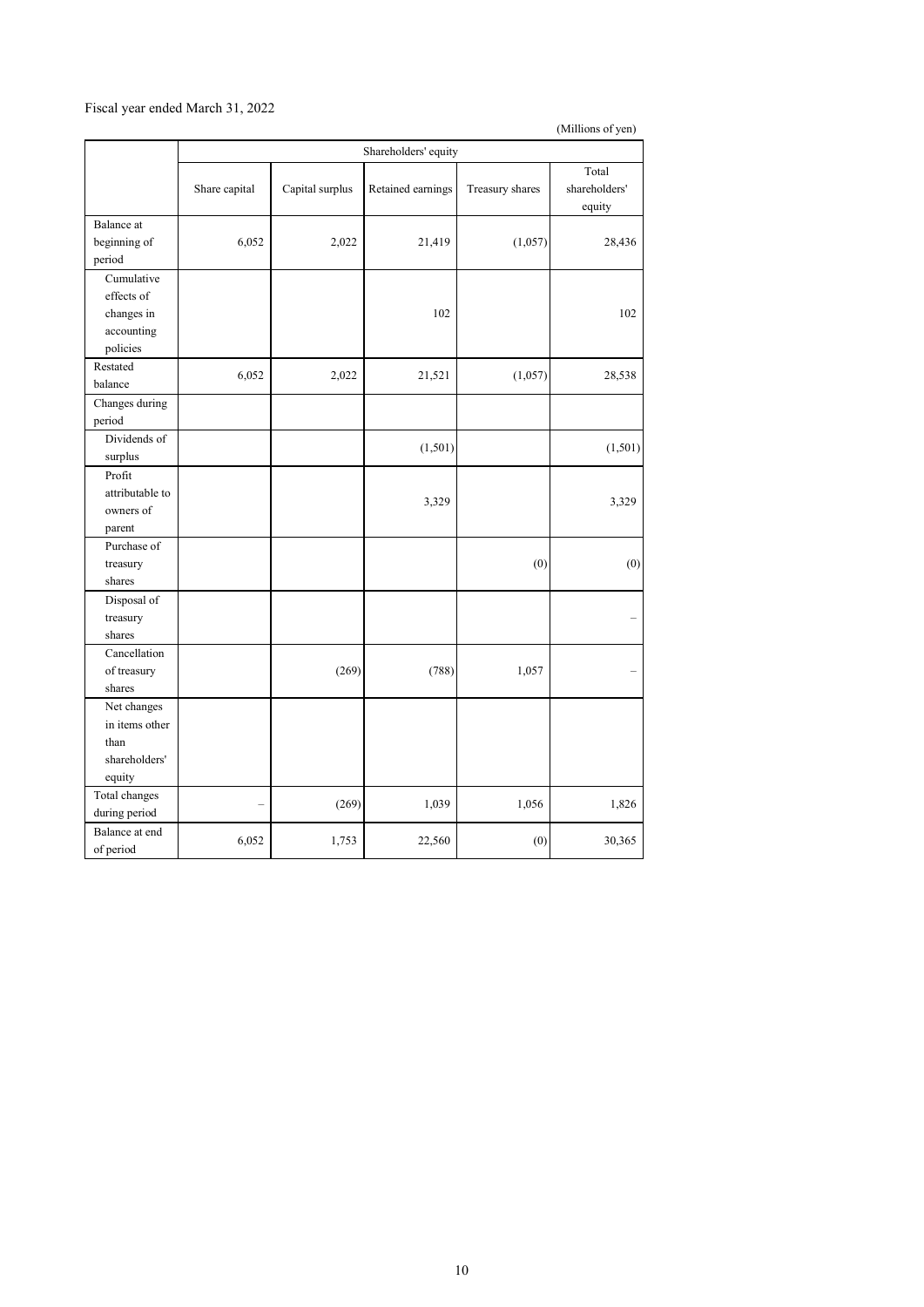Fiscal year ended March 31, 2022

(Millions of yen)

| | Shareholders' equity | | | | |
|---|---|---|---|---|---|
| | Share capital | Capital surplus | Retained earnings | Treasury shares | Total shareholders' equity |
| Balance at beginning of period | 6,052 | 2,022 | 21,419 | (1,057) | 28,436 |
| Cumulative effects of changes in accounting policies | | | 102 | | 102 |
| Restated balance | 6,052 | 2,022 | 21,521 | (1,057) | 28,538 |
| Changes during period | | | | | |
| Dividends of surplus | | | (1,501) | | (1,501) |
| Profit attributable to owners of parent | | | 3,329 | | 3,329 |
| Purchase of treasury shares | | | | (0) | (0) |
| Disposal of treasury shares | | | | | – |
| Cancellation of treasury shares | | (269) | (788) | 1,057 | – |
| Net changes in items other than shareholders' equity | | | | | |
| Total changes during period | – | (269) | 1,039 | 1,056 | 1,826 |
| Balance at end of period | 6,052 | 1,753 | 22,560 | (0) | 30,365 |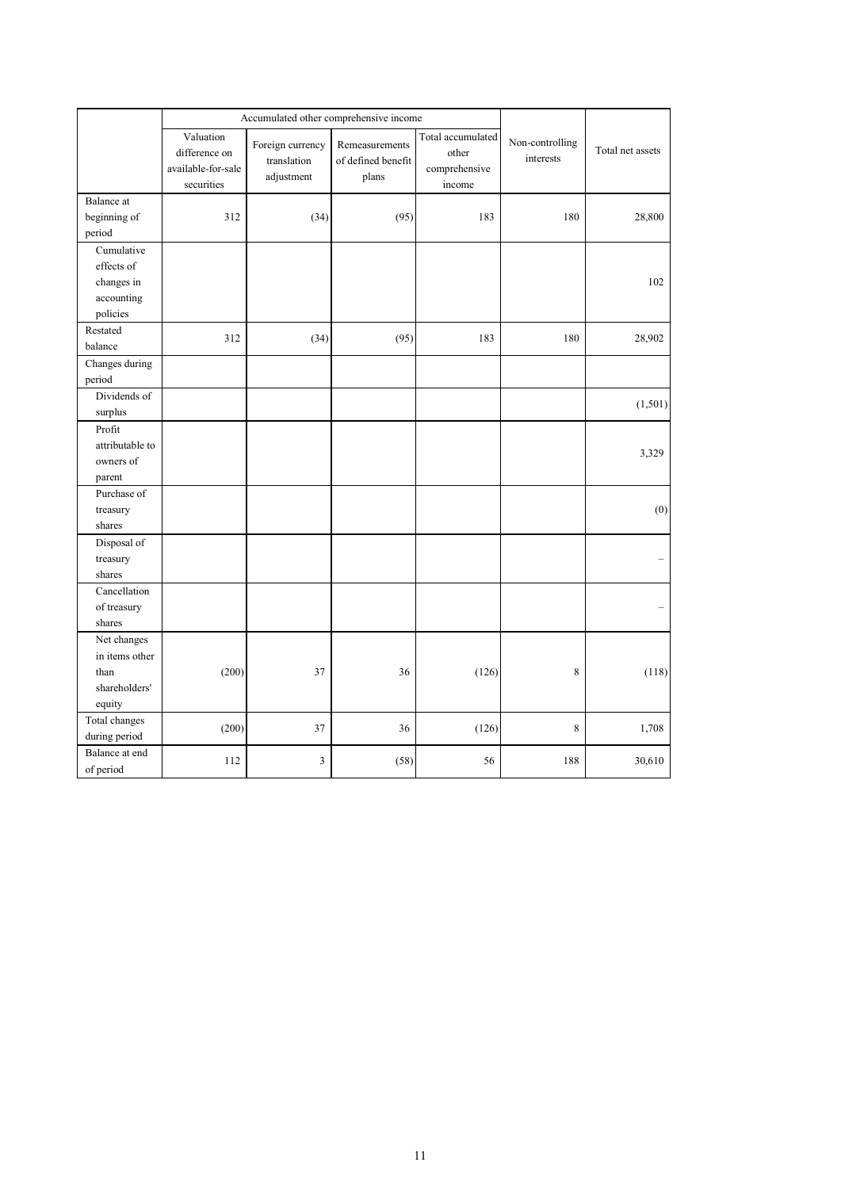| | Accumulated other comprehensive income | | | | Non-controlling interests | Total net assets |
|---|---|---|---|---|---|---|
| | Valuation difference on available-for-sale securities | Foreign currency translation adjustment | Remeasurements of defined benefit plans | Total accumulated other comprehensive income | | |
| Balance at beginning of period | 312 | (34) | (95) | 183 | 180 | 28,800 |
| Cumulative effects of changes in accounting policies | | | | | | 102 |
| Restated balance | 312 | (34) | (95) | 183 | 180 | 28,902 |
| Changes during period | | | | | | |
| Dividends of surplus | | | | | | (1,501) |
| Profit attributable to owners of parent | | | | | | 3,329 |
| Purchase of treasury shares | | | | | | (0) |
| Disposal of treasury shares | | | | | | – |
| Cancellation of treasury shares | | | | | | – |
| Net changes in items other than shareholders' equity | (200) | 37 | 36 | (126) | 8 | (118) |
| Total changes during period | (200) | 37 | 36 | (126) | 8 | 1,708 |
| Balance at end of period | 112 | 3 | (58) | 56 | 188 | 30,610 |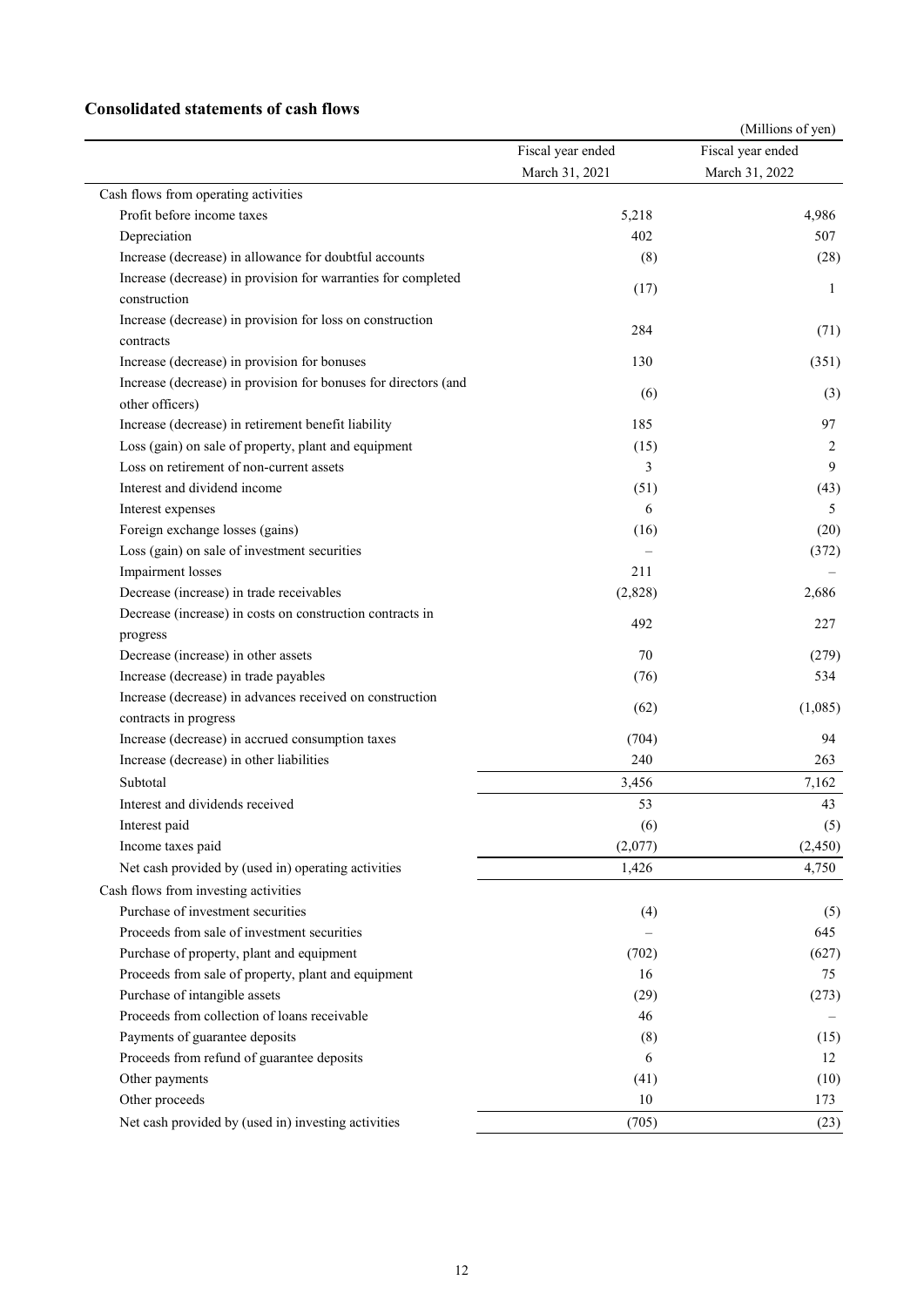## Consolidated statements of cash flows

(Millions of yen)

| | Fiscal year ended March 31, 2021 | Fiscal year ended March 31, 2022 |
|---|---|---|
| Cash flows from operating activities | | |
| Profit before income taxes | 5,218 | 4,986 |
| Depreciation | 402 | 507 |
| Increase (decrease) in allowance for doubtful accounts | (8) | (28) |
| Increase (decrease) in provision for warranties for completed construction | (17) | 1 |
| Increase (decrease) in provision for loss on construction contracts | 284 | (71) |
| Increase (decrease) in provision for bonuses | 130 | (351) |
| Increase (decrease) in provision for bonuses for directors (and other officers) | (6) | (3) |
| Increase (decrease) in retirement benefit liability | 185 | 97 |
| Loss (gain) on sale of property, plant and equipment | (15) | 2 |
| Loss on retirement of non-current assets | 3 | 9 |
| Interest and dividend income | (51) | (43) |
| Interest expenses | 6 | 5 |
| Foreign exchange losses (gains) | (16) | (20) |
| Loss (gain) on sale of investment securities | – | (372) |
| Impairment losses | 211 | – |
| Decrease (increase) in trade receivables | (2,828) | 2,686 |
| Decrease (increase) in costs on construction contracts in progress | 492 | 227 |
| Decrease (increase) in other assets | 70 | (279) |
| Increase (decrease) in trade payables | (76) | 534 |
| Increase (decrease) in advances received on construction contracts in progress | (62) | (1,085) |
| Increase (decrease) in accrued consumption taxes | (704) | 94 |
| Increase (decrease) in other liabilities | 240 | 263 |
| Subtotal | 3,456 | 7,162 |
| Interest and dividends received | 53 | 43 |
| Interest paid | (6) | (5) |
| Income taxes paid | (2,077) | (2,450) |
| Net cash provided by (used in) operating activities | 1,426 | 4,750 |
| Cash flows from investing activities | | |
| Purchase of investment securities | (4) | (5) |
| Proceeds from sale of investment securities | – | 645 |
| Purchase of property, plant and equipment | (702) | (627) |
| Proceeds from sale of property, plant and equipment | 16 | 75 |
| Purchase of intangible assets | (29) | (273) |
| Proceeds from collection of loans receivable | 46 | – |
| Payments of guarantee deposits | (8) | (15) |
| Proceeds from refund of guarantee deposits | 6 | 12 |
| Other payments | (41) | (10) |
| Other proceeds | 10 | 173 |
| Net cash provided by (used in) investing activities | (705) | (23) |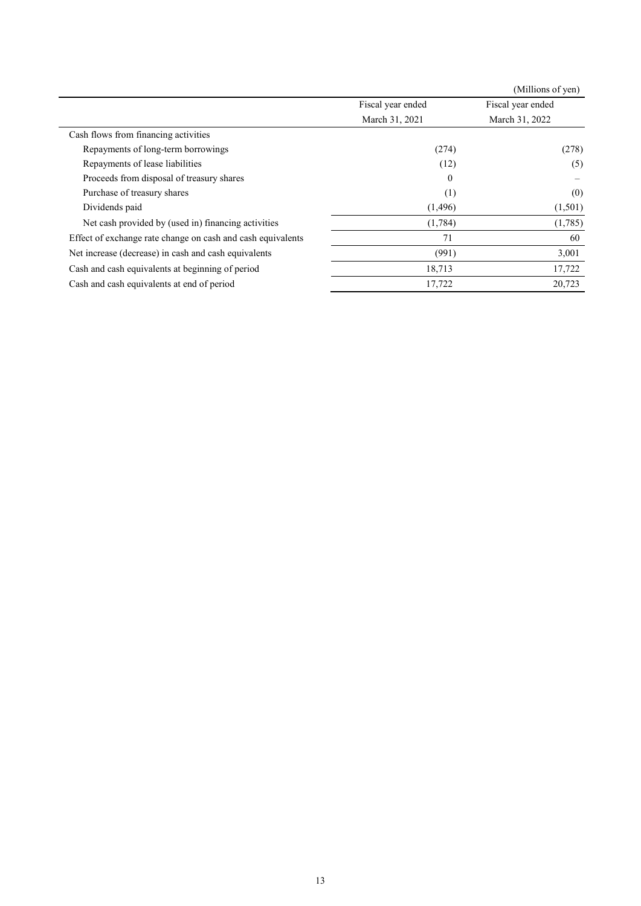(Millions of yen)

| | Fiscal year ended March 31, 2021 | Fiscal year ended March 31, 2022 |
|---|---|---|
| Cash flows from financing activities | | |
| Repayments of long-term borrowings | (274) | (278) |
| Repayments of lease liabilities | (12) | (5) |
| Proceeds from disposal of treasury shares | 0 | – |
| Purchase of treasury shares | (1) | (0) |
| Dividends paid | (1,496) | (1,501) |
| Net cash provided by (used in) financing activities | (1,784) | (1,785) |
| Effect of exchange rate change on cash and cash equivalents | 71 | 60 |
| Net increase (decrease) in cash and cash equivalents | (991) | 3,001 |
| Cash and cash equivalents at beginning of period | 18,713 | 17,722 |
| Cash and cash equivalents at end of period | 17,722 | 20,723 |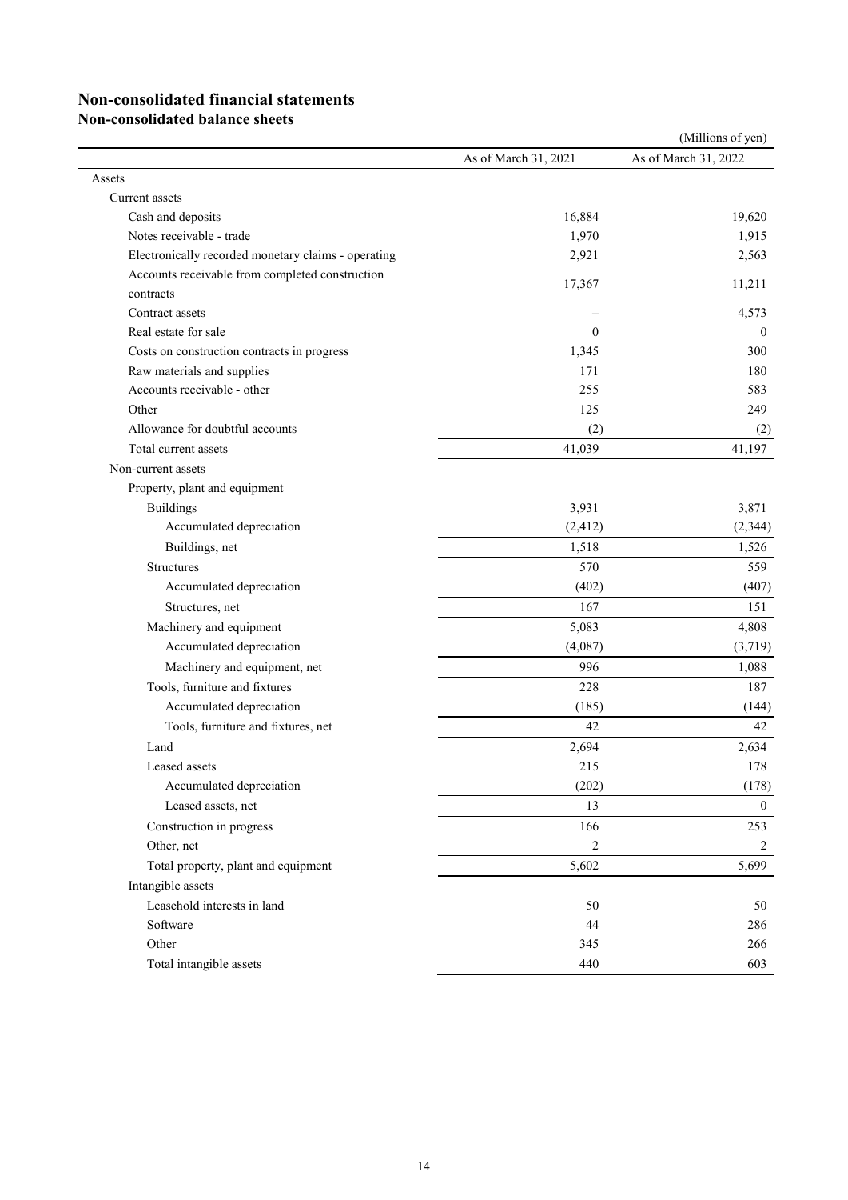# Non-consolidated financial statements

## Non-consolidated balance sheets

(Millions of yen)

| | As of March 31, 2021 | As of March 31, 2022 |
|---|---|---|
| Assets | | |
| Current assets | | |
| Cash and deposits | 16,884 | 19,620 |
| Notes receivable - trade | 1,970 | 1,915 |
| Electronically recorded monetary claims - operating | 2,921 | 2,563 |
| Accounts receivable from completed construction contracts | 17,367 | 11,211 |
| Contract assets | – | 4,573 |
| Real estate for sale | 0 | 0 |
| Costs on construction contracts in progress | 1,345 | 300 |
| Raw materials and supplies | 171 | 180 |
| Accounts receivable - other | 255 | 583 |
| Other | 125 | 249 |
| Allowance for doubtful accounts | (2) | (2) |
| Total current assets | 41,039 | 41,197 |
| Non-current assets | | |
| Property, plant and equipment | | |
| Buildings | 3,931 | 3,871 |
| Accumulated depreciation | (2,412) | (2,344) |
| Buildings, net | 1,518 | 1,526 |
| Structures | 570 | 559 |
| Accumulated depreciation | (402) | (407) |
| Structures, net | 167 | 151 |
| Machinery and equipment | 5,083 | 4,808 |
| Accumulated depreciation | (4,087) | (3,719) |
| Machinery and equipment, net | 996 | 1,088 |
| Tools, furniture and fixtures | 228 | 187 |
| Accumulated depreciation | (185) | (144) |
| Tools, furniture and fixtures, net | 42 | 42 |
| Land | 2,694 | 2,634 |
| Leased assets | 215 | 178 |
| Accumulated depreciation | (202) | (178) |
| Leased assets, net | 13 | 0 |
| Construction in progress | 166 | 253 |
| Other, net | 2 | 2 |
| Total property, plant and equipment | 5,602 | 5,699 |
| Intangible assets | | |
| Leasehold interests in land | 50 | 50 |
| Software | 44 | 286 |
| Other | 345 | 266 |
| Total intangible assets | 440 | 603 |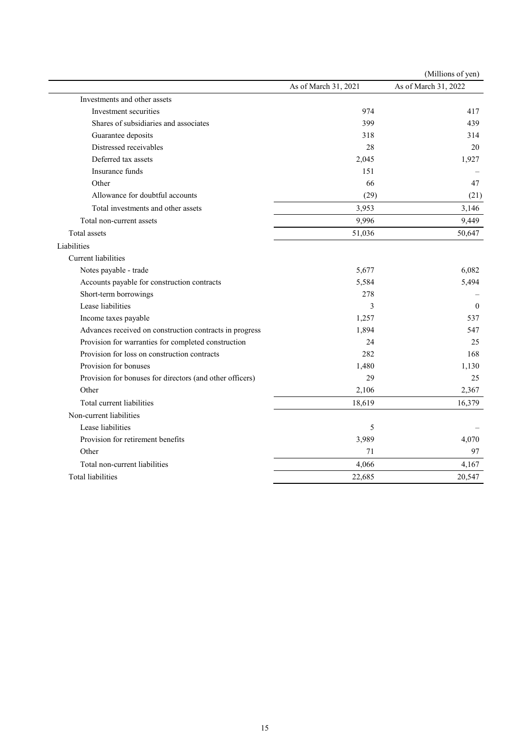(Millions of yen)

| | As of March 31, 2021 | As of March 31, 2022 |
|---|---|---|
| Investments and other assets | | |
| Investment securities | 974 | 417 |
| Shares of subsidiaries and associates | 399 | 439 |
| Guarantee deposits | 318 | 314 |
| Distressed receivables | 28 | 20 |
| Deferred tax assets | 2,045 | 1,927 |
| Insurance funds | 151 | – |
| Other | 66 | 47 |
| Allowance for doubtful accounts | (29) | (21) |
| Total investments and other assets | 3,953 | 3,146 |
| Total non-current assets | 9,996 | 9,449 |
| Total assets | 51,036 | 50,647 |
| Liabilities | | |
| Current liabilities | | |
| Notes payable - trade | 5,677 | 6,082 |
| Accounts payable for construction contracts | 5,584 | 5,494 |
| Short-term borrowings | 278 | – |
| Lease liabilities | 3 | 0 |
| Income taxes payable | 1,257 | 537 |
| Advances received on construction contracts in progress | 1,894 | 547 |
| Provision for warranties for completed construction | 24 | 25 |
| Provision for loss on construction contracts | 282 | 168 |
| Provision for bonuses | 1,480 | 1,130 |
| Provision for bonuses for directors (and other officers) | 29 | 25 |
| Other | 2,106 | 2,367 |
| Total current liabilities | 18,619 | 16,379 |
| Non-current liabilities | | |
| Lease liabilities | 5 | – |
| Provision for retirement benefits | 3,989 | 4,070 |
| Other | 71 | 97 |
| Total non-current liabilities | 4,066 | 4,167 |
| Total liabilities | 22,685 | 20,547 |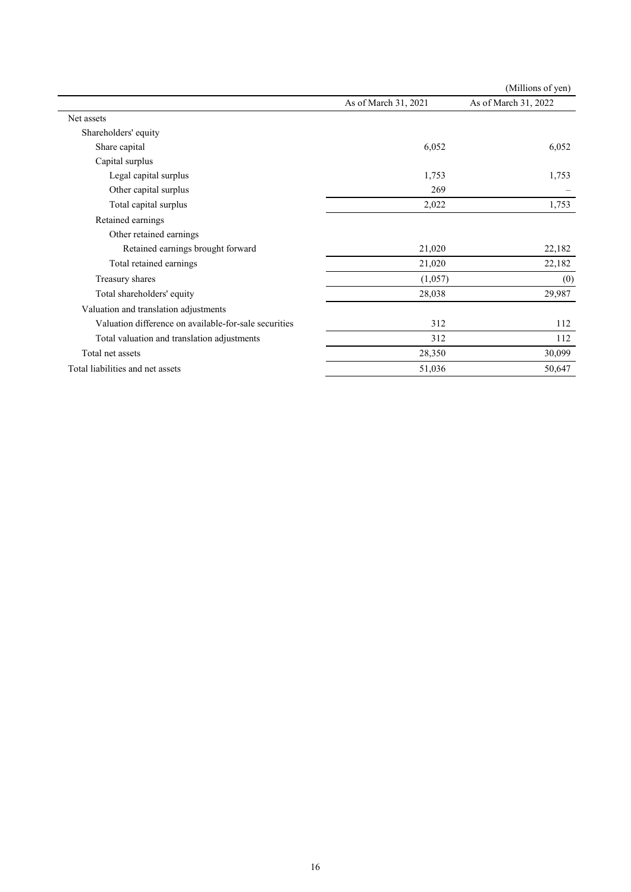(Millions of yen)

| | As of March 31, 2021 | As of March 31, 2022 |
|---|---|---|
| Net assets | | |
| Shareholders' equity | | |
| Share capital | 6,052 | 6,052 |
| Capital surplus | | |
| Legal capital surplus | 1,753 | 1,753 |
| Other capital surplus | 269 | – |
| Total capital surplus | 2,022 | 1,753 |
| Retained earnings | | |
| Other retained earnings | | |
| Retained earnings brought forward | 21,020 | 22,182 |
| Total retained earnings | 21,020 | 22,182 |
| Treasury shares | (1,057) | (0) |
| Total shareholders' equity | 28,038 | 29,987 |
| Valuation and translation adjustments | | |
| Valuation difference on available-for-sale securities | 312 | 112 |
| Total valuation and translation adjustments | 312 | 112 |
| Total net assets | 28,350 | 30,099 |
| Total liabilities and net assets | 51,036 | 50,647 |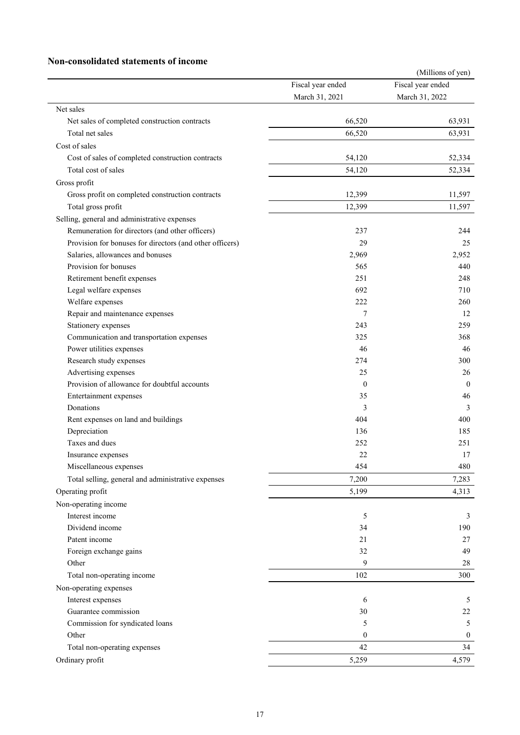## Non-consolidated statements of income

(Millions of yen)

| | Fiscal year ended March 31, 2021 | Fiscal year ended March 31, 2022 |
|---|---|---|
| Net sales | | |
| Net sales of completed construction contracts | 66,520 | 63,931 |
| Total net sales | 66,520 | 63,931 |
| Cost of sales | | |
| Cost of sales of completed construction contracts | 54,120 | 52,334 |
| Total cost of sales | 54,120 | 52,334 |
| Gross profit | | |
| Gross profit on completed construction contracts | 12,399 | 11,597 |
| Total gross profit | 12,399 | 11,597 |
| Selling, general and administrative expenses | | |
| Remuneration for directors (and other officers) | 237 | 244 |
| Provision for bonuses for directors (and other officers) | 29 | 25 |
| Salaries, allowances and bonuses | 2,969 | 2,952 |
| Provision for bonuses | 565 | 440 |
| Retirement benefit expenses | 251 | 248 |
| Legal welfare expenses | 692 | 710 |
| Welfare expenses | 222 | 260 |
| Repair and maintenance expenses | 7 | 12 |
| Stationery expenses | 243 | 259 |
| Communication and transportation expenses | 325 | 368 |
| Power utilities expenses | 46 | 46 |
| Research study expenses | 274 | 300 |
| Advertising expenses | 25 | 26 |
| Provision of allowance for doubtful accounts | 0 | 0 |
| Entertainment expenses | 35 | 46 |
| Donations | 3 | 3 |
| Rent expenses on land and buildings | 404 | 400 |
| Depreciation | 136 | 185 |
| Taxes and dues | 252 | 251 |
| Insurance expenses | 22 | 17 |
| Miscellaneous expenses | 454 | 480 |
| Total selling, general and administrative expenses | 7,200 | 7,283 |
| Operating profit | 5,199 | 4,313 |
| Non-operating income | | |
| Interest income | 5 | 3 |
| Dividend income | 34 | 190 |
| Patent income | 21 | 27 |
| Foreign exchange gains | 32 | 49 |
| Other | 9 | 28 |
| Total non-operating income | 102 | 300 |
| Non-operating expenses | | |
| Interest expenses | 6 | 5 |
| Guarantee commission | 30 | 22 |
| Commission for syndicated loans | 5 | 5 |
| Other | 0 | 0 |
| Total non-operating expenses | 42 | 34 |
| Ordinary profit | 5,259 | 4,579 |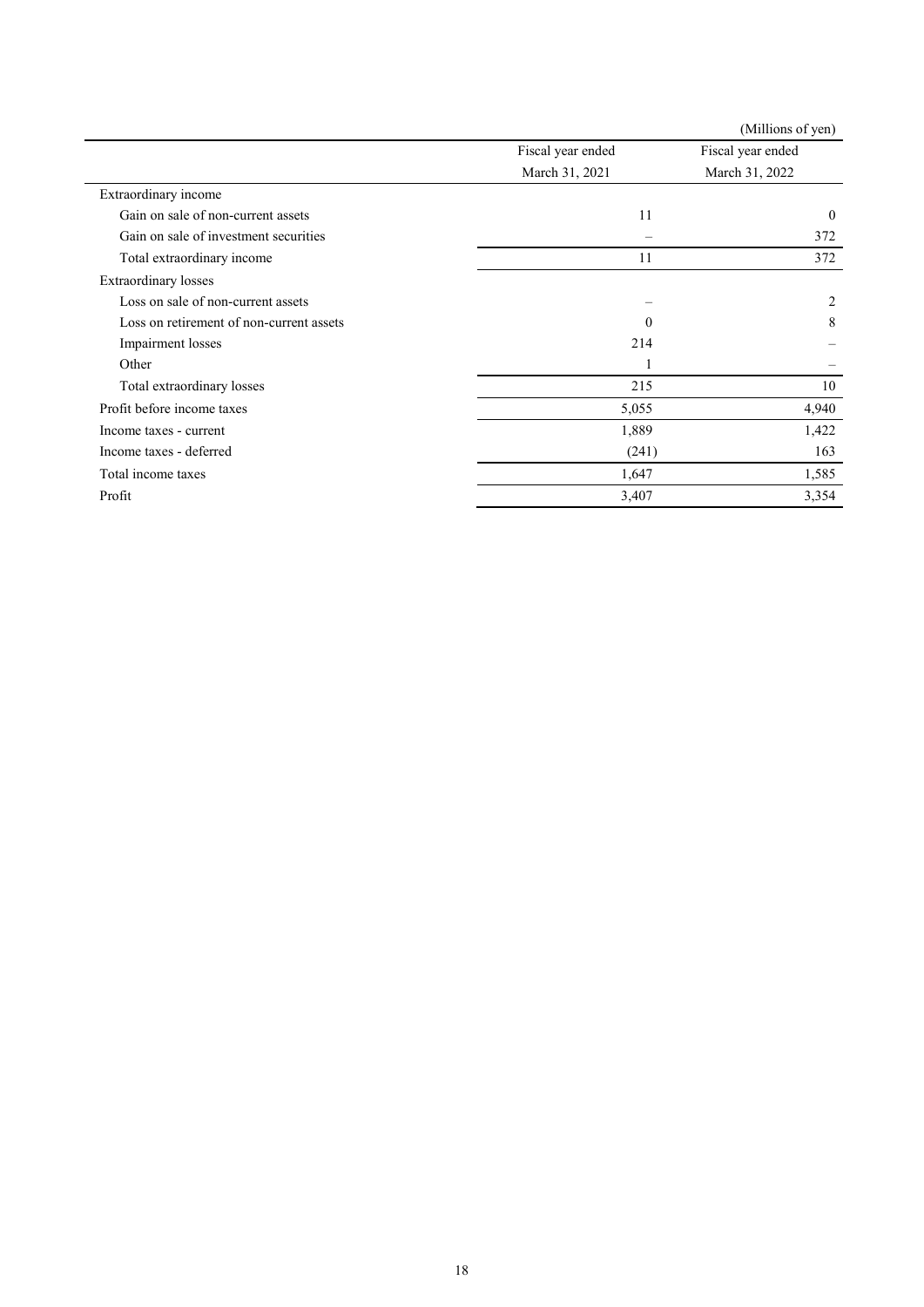(Millions of yen)

| | Fiscal year ended March 31, 2021 | Fiscal year ended March 31, 2022 |
|---|---|---|
| Extraordinary income | | |
| Gain on sale of non-current assets | 11 | 0 |
| Gain on sale of investment securities | – | 372 |
| Total extraordinary income | 11 | 372 |
| Extraordinary losses | | |
| Loss on sale of non-current assets | – | 2 |
| Loss on retirement of non-current assets | 0 | 8 |
| Impairment losses | 214 | – |
| Other | 1 | – |
| Total extraordinary losses | 215 | 10 |
| Profit before income taxes | 5,055 | 4,940 |
| Income taxes - current | 1,889 | 1,422 |
| Income taxes - deferred | (241) | 163 |
| Total income taxes | 1,647 | 1,585 |
| Profit | 3,407 | 3,354 |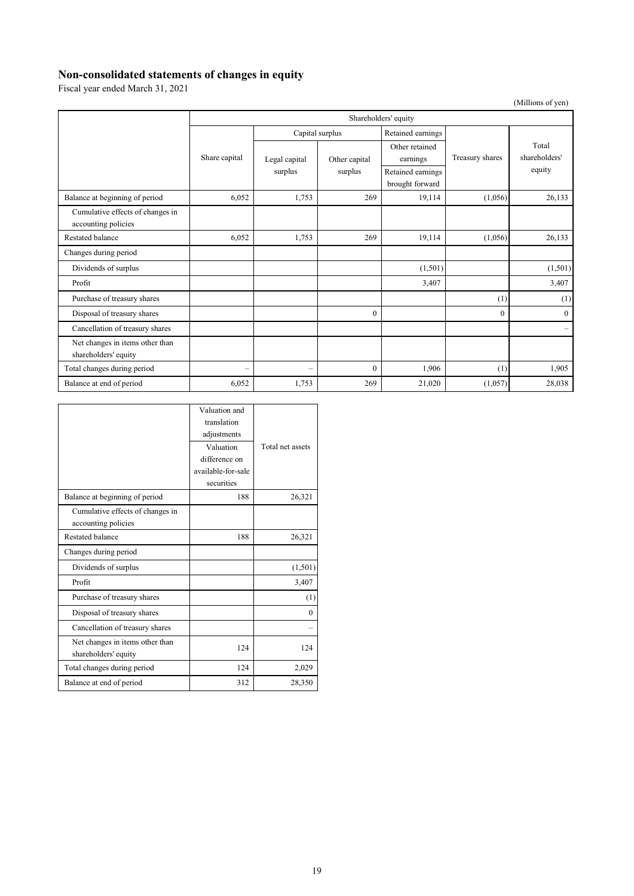## Non-consolidated statements of changes in equity

Fiscal year ended March 31, 2021

(Millions of yen)

| | Shareholders' equity | | | | | |
|---|---|---|---|---|---|---|
| | Share capital | Capital surplus | | Retained earnings | Treasury shares | Total shareholders' equity |
| | | Legal capital surplus | Other capital surplus | Other retained earnings<br>Retained earnings brought forward | | |
| Balance at beginning of period | 6,052 | 1,753 | 269 | 19,114 | (1,056) | 26,133 |
| Cumulative effects of changes in accounting policies | | | | | | |
| Restated balance | 6,052 | 1,753 | 269 | 19,114 | (1,056) | 26,133 |
| Changes during period | | | | | | |
| Dividends of surplus | | | | (1,501) | | (1,501) |
| Profit | | | | 3,407 | | 3,407 |
| Purchase of treasury shares | | | | | (1) | (1) |
| Disposal of treasury shares | | | 0 | | 0 | 0 |
| Cancellation of treasury shares | | | | | | – |
| Net changes in items other than shareholders' equity | | | | | | |
| Total changes during period | – | – | 0 | 1,906 | (1) | 1,905 |
| Balance at end of period | 6,052 | 1,753 | 269 | 21,020 | (1,057) | 28,038 |

| | Valuation and translation adjustments<br>Valuation difference on available-for-sale securities | Total net assets |
|---|---|---|
| Balance at beginning of period | 188 | 26,321 |
| Cumulative effects of changes in accounting policies | | |
| Restated balance | 188 | 26,321 |
| Changes during period | | |
| Dividends of surplus | | (1,501) |
| Profit | | 3,407 |
| Purchase of treasury shares | | (1) |
| Disposal of treasury shares | | 0 |
| Cancellation of treasury shares | | – |
| Net changes in items other than shareholders' equity | 124 | 124 |
| Total changes during period | 124 | 2,029 |
| Balance at end of period | 312 | 28,350 |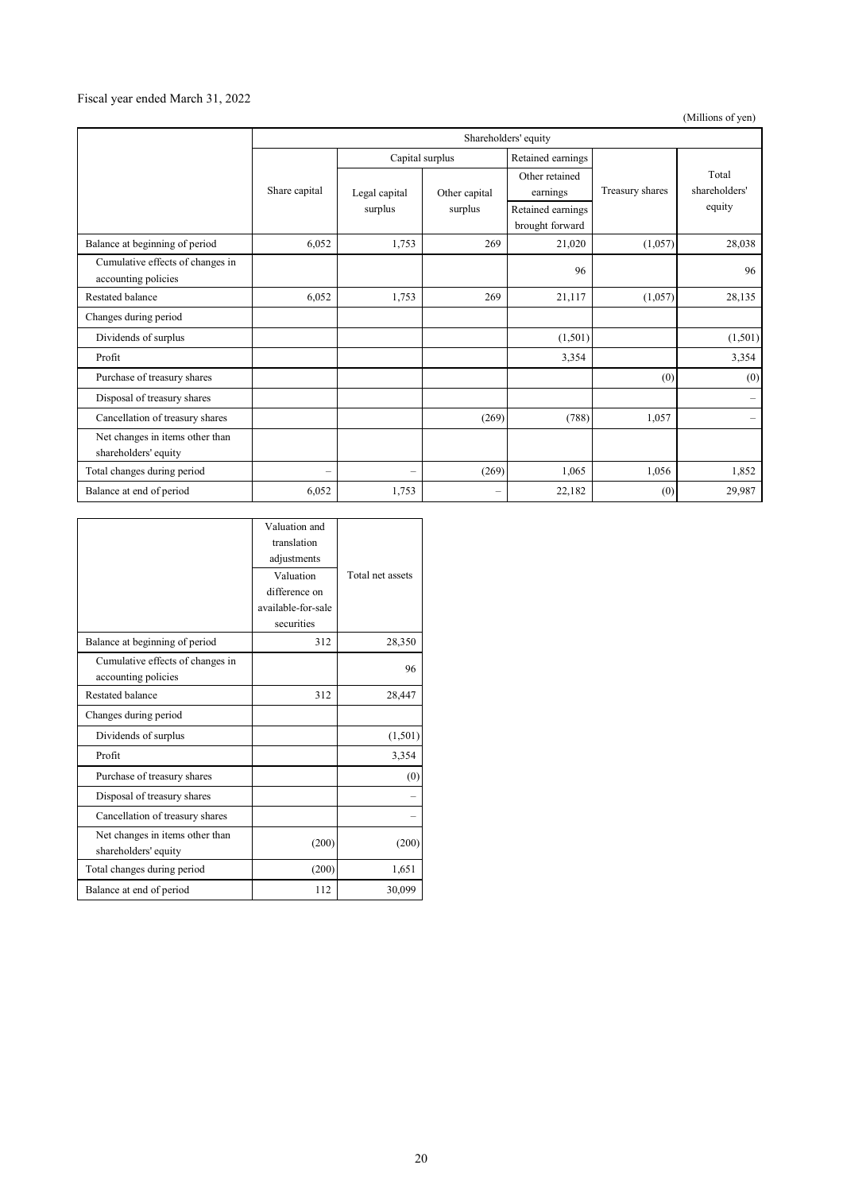Fiscal year ended March 31, 2022

(Millions of yen)

| | Shareholders' equity | | | | | |
|---|---|---|---|---|---|---|
| | | Capital surplus | | Retained earnings | | |
| | Share capital | Legal capital surplus | Other capital surplus | Other retained earnings<br>Retained earnings brought forward | Treasury shares | Total shareholders' equity |
| Balance at beginning of period | 6,052 | 1,753 | 269 | 21,020 | (1,057) | 28,038 |
| Cumulative effects of changes in accounting policies | | | | 96 | | 96 |
| Restated balance | 6,052 | 1,753 | 269 | 21,117 | (1,057) | 28,135 |
| Changes during period | | | | | | |
| Dividends of surplus | | | | (1,501) | | (1,501) |
| Profit | | | | 3,354 | | 3,354 |
| Purchase of treasury shares | | | | | (0) | (0) |
| Disposal of treasury shares | | | | | | – |
| Cancellation of treasury shares | | | (269) | (788) | 1,057 | – |
| Net changes in items other than shareholders' equity | | | | | | |
| Total changes during period | – | – | (269) | 1,065 | 1,056 | 1,852 |
| Balance at end of period | 6,052 | 1,753 | – | 22,182 | (0) | 29,987 |

| | Valuation and translation adjustments<br>Valuation difference on available-for-sale securities | Total net assets |
|---|---|---|
| Balance at beginning of period | 312 | 28,350 |
| Cumulative effects of changes in accounting policies | | 96 |
| Restated balance | 312 | 28,447 |
| Changes during period | | |
| Dividends of surplus | | (1,501) |
| Profit | | 3,354 |
| Purchase of treasury shares | | (0) |
| Disposal of treasury shares | | – |
| Cancellation of treasury shares | | – |
| Net changes in items other than shareholders' equity | (200) | (200) |
| Total changes during period | (200) | 1,651 |
| Balance at end of period | 112 | 30,099 |